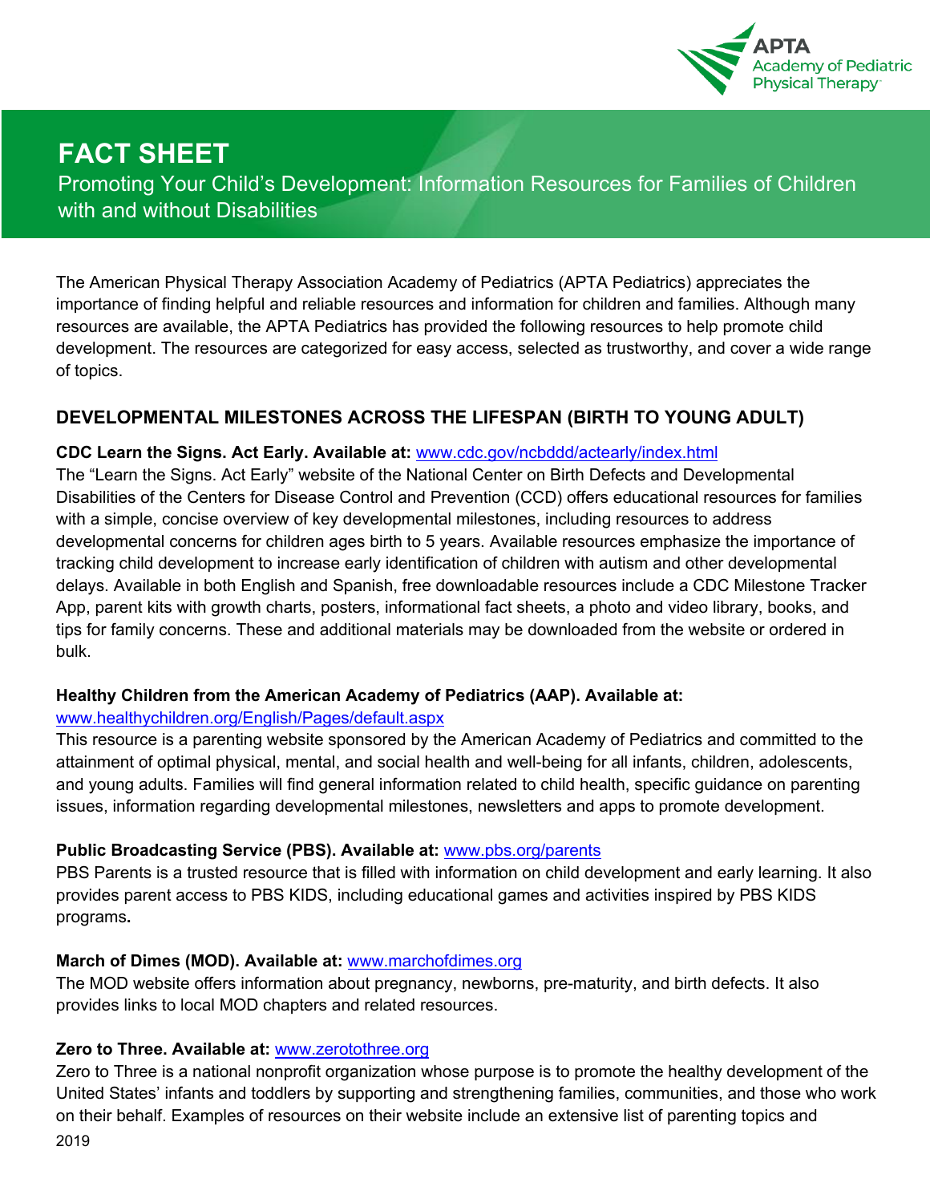# FACT SHEET

## Promoting Your Child's Development: Information Resources for Families of Children with and without Disabilities

The American Physical Therapy Association Academy of Pediatrics (APTA Pediatrics) appreciates the importance of finding helpful and reliable resources and information for children and families. Although many resources are available, the APTA Pediatrics has provided the following resources to help promote child development. The resources are categorized for easy access, selected as trustworthy, and cover a wide range of topics.

## DEVELOPMENTAL MILESTONES ACROSS THE LIFESPAN (BIRTH TO YOUNG ADULT)

**CDC Learn the Signs. Act Early. Available at:** www.cdc.gov/ncbddd/actearly/index.html
The "Learn the Signs. Act Early" website of the National Center on Birth Defects and Developmental Disabilities of the Centers for Disease Control and Prevention (CCD) offers educational resources for families with a simple, concise overview of key developmental milestones, including resources to address developmental concerns for children ages birth to 5 years. Available resources emphasize the importance of tracking child development to increase early identification of children with autism and other developmental delays. Available in both English and Spanish, free downloadable resources include a CDC Milestone Tracker App, parent kits with growth charts, posters, informational fact sheets, a photo and video library, books, and tips for family concerns. These and additional materials may be downloaded from the website or ordered in bulk.

**Healthy Children from the American Academy of Pediatrics (AAP). Available at:**
www.healthychildren.org/English/Pages/default.aspx
This resource is a parenting website sponsored by the American Academy of Pediatrics and committed to the attainment of optimal physical, mental, and social health and well-being for all infants, children, adolescents, and young adults. Families will find general information related to child health, specific guidance on parenting issues, information regarding developmental milestones, newsletters and apps to promote development.

**Public Broadcasting Service (PBS). Available at:** www.pbs.org/parents
PBS Parents is a trusted resource that is filled with information on child development and early learning. It also provides parent access to PBS KIDS, including educational games and activities inspired by PBS KIDS programs**.**

**March of Dimes (MOD). Available at:** www.marchofdimes.org
The MOD website offers information about pregnancy, newborns, pre-maturity, and birth defects. It also provides links to local MOD chapters and related resources.

**Zero to Three. Available at:** www.zerotothree.org
Zero to Three is a national nonprofit organization whose purpose is to promote the healthy development of the United States' infants and toddlers by supporting and strengthening families, communities, and those who work on their behalf. Examples of resources on their website include an extensive list of parenting topics and

2019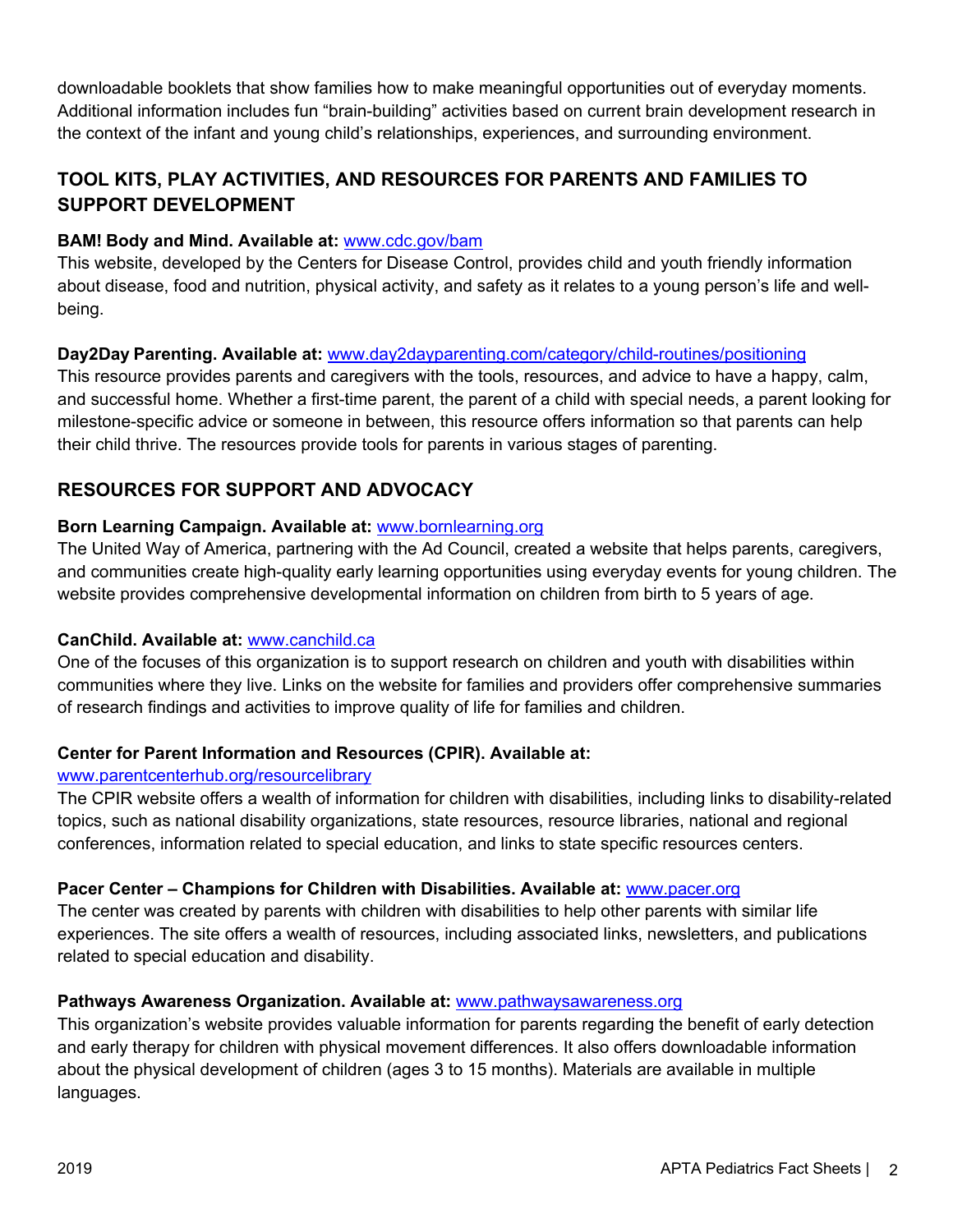downloadable booklets that show families how to make meaningful opportunities out of everyday moments. Additional information includes fun “brain-building” activities based on current brain development research in the context of the infant and young child’s relationships, experiences, and surrounding environment.

## TOOL KITS, PLAY ACTIVITIES, AND RESOURCES FOR PARENTS AND FAMILIES TO SUPPORT DEVELOPMENT

**BAM! Body and Mind. Available at:** www.cdc.gov/bam
This website, developed by the Centers for Disease Control, provides child and youth friendly information about disease, food and nutrition, physical activity, and safety as it relates to a young person’s life and well-being.

**Day2Day Parenting. Available at:** www.day2dayparenting.com/category/child-routines/positioning
This resource provides parents and caregivers with the tools, resources, and advice to have a happy, calm, and successful home. Whether a first-time parent, the parent of a child with special needs, a parent looking for milestone-specific advice or someone in between, this resource offers information so that parents can help their child thrive. The resources provide tools for parents in various stages of parenting.

## RESOURCES FOR SUPPORT AND ADVOCACY

**Born Learning Campaign. Available at:** www.bornlearning.org
The United Way of America, partnering with the Ad Council, created a website that helps parents, caregivers, and communities create high-quality early learning opportunities using everyday events for young children. The website provides comprehensive developmental information on children from birth to 5 years of age.

**CanChild. Available at:** www.canchild.ca
One of the focuses of this organization is to support research on children and youth with disabilities within communities where they live. Links on the website for families and providers offer comprehensive summaries of research findings and activities to improve quality of life for families and children.

**Center for Parent Information and Resources (CPIR). Available at:**
www.parentcenterhub.org/resourcelibrary
The CPIR website offers a wealth of information for children with disabilities, including links to disability-related topics, such as national disability organizations, state resources, resource libraries, national and regional conferences, information related to special education, and links to state specific resources centers.

**Pacer Center – Champions for Children with Disabilities. Available at:** www.pacer.org
The center was created by parents with children with disabilities to help other parents with similar life experiences. The site offers a wealth of resources, including associated links, newsletters, and publications related to special education and disability.

**Pathways Awareness Organization. Available at:** www.pathwaysawareness.org
This organization’s website provides valuable information for parents regarding the benefit of early detection and early therapy for children with physical movement differences. It also offers downloadable information about the physical development of children (ages 3 to 15 months). Materials are available in multiple languages.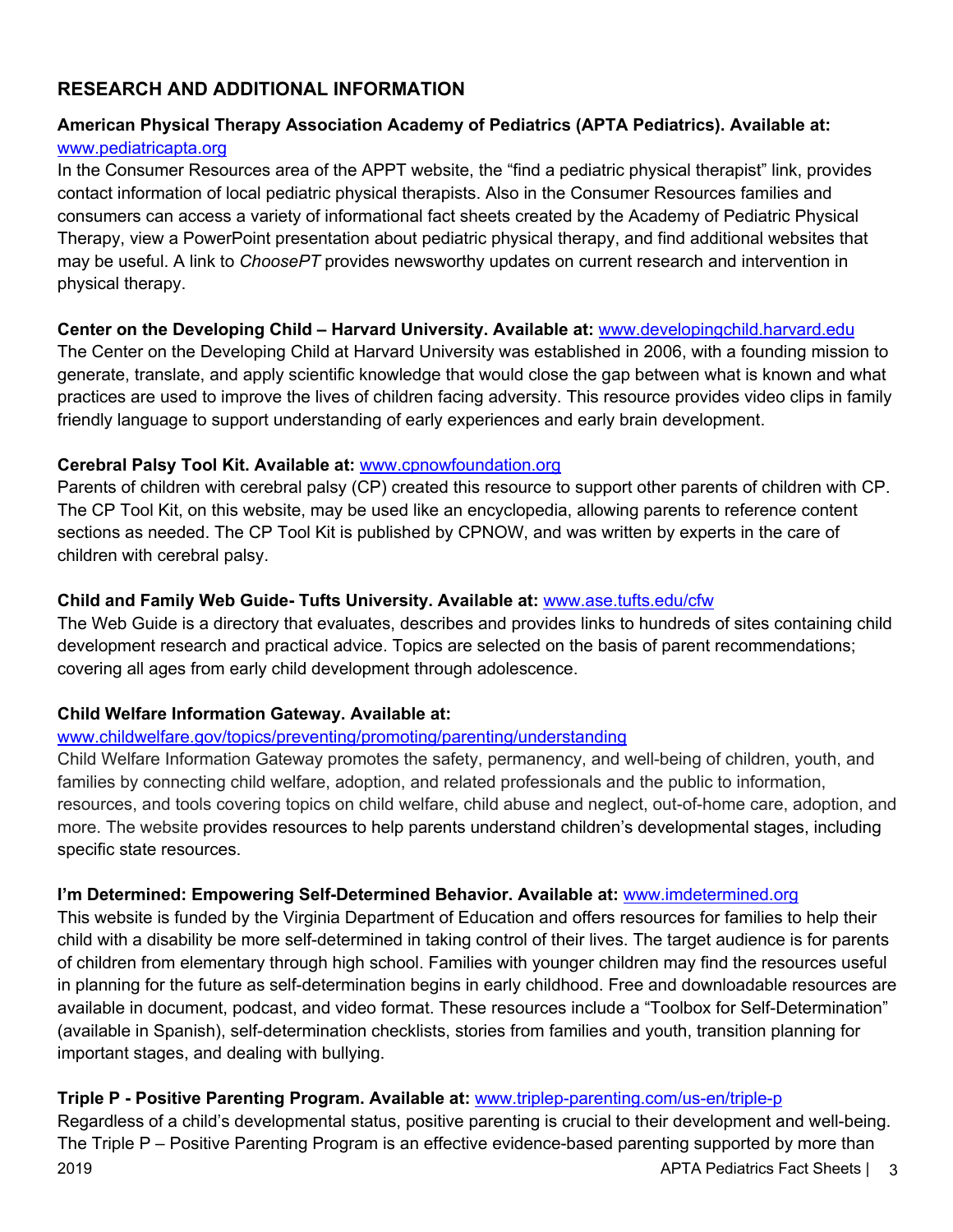## RESEARCH AND ADDITIONAL INFORMATION

**American Physical Therapy Association Academy of Pediatrics (APTA Pediatrics). Available at:** www.pediatricapta.org

In the Consumer Resources area of the APPT website, the "find a pediatric physical therapist" link, provides contact information of local pediatric physical therapists. Also in the Consumer Resources families and consumers can access a variety of informational fact sheets created by the Academy of Pediatric Physical Therapy, view a PowerPoint presentation about pediatric physical therapy, and find additional websites that may be useful. A link to *ChoosePT* provides newsworthy updates on current research and intervention in physical therapy.

**Center on the Developing Child – Harvard University. Available at:** www.developingchild.harvard.edu

The Center on the Developing Child at Harvard University was established in 2006, with a founding mission to generate, translate, and apply scientific knowledge that would close the gap between what is known and what practices are used to improve the lives of children facing adversity. This resource provides video clips in family friendly language to support understanding of early experiences and early brain development.

**Cerebral Palsy Tool Kit. Available at:** www.cpnowfoundation.org

Parents of children with cerebral palsy (CP) created this resource to support other parents of children with CP. The CP Tool Kit, on this website, may be used like an encyclopedia, allowing parents to reference content sections as needed. The CP Tool Kit is published by CPNOW, and was written by experts in the care of children with cerebral palsy.

**Child and Family Web Guide- Tufts University. Available at:** www.ase.tufts.edu/cfw

The Web Guide is a directory that evaluates, describes and provides links to hundreds of sites containing child development research and practical advice. Topics are selected on the basis of parent recommendations; covering all ages from early child development through adolescence.

**Child Welfare Information Gateway. Available at:** www.childwelfare.gov/topics/preventing/promoting/parenting/understanding

Child Welfare Information Gateway promotes the safety, permanency, and well-being of children, youth, and families by connecting child welfare, adoption, and related professionals and the public to information, resources, and tools covering topics on child welfare, child abuse and neglect, out-of-home care, adoption, and more. The website provides resources to help parents understand children's developmental stages, including specific state resources.

**I'm Determined: Empowering Self-Determined Behavior. Available at:** www.imdetermined.org

This website is funded by the Virginia Department of Education and offers resources for families to help their child with a disability be more self-determined in taking control of their lives. The target audience is for parents of children from elementary through high school. Families with younger children may find the resources useful in planning for the future as self-determination begins in early childhood. Free and downloadable resources are available in document, podcast, and video format. These resources include a "Toolbox for Self-Determination" (available in Spanish), self-determination checklists, stories from families and youth, transition planning for important stages, and dealing with bullying.

**Triple P - Positive Parenting Program. Available at:** www.triplep-parenting.com/us-en/triple-p

Regardless of a child's developmental status, positive parenting is crucial to their development and well-being. The Triple P – Positive Parenting Program is an effective evidence-based parenting supported by more than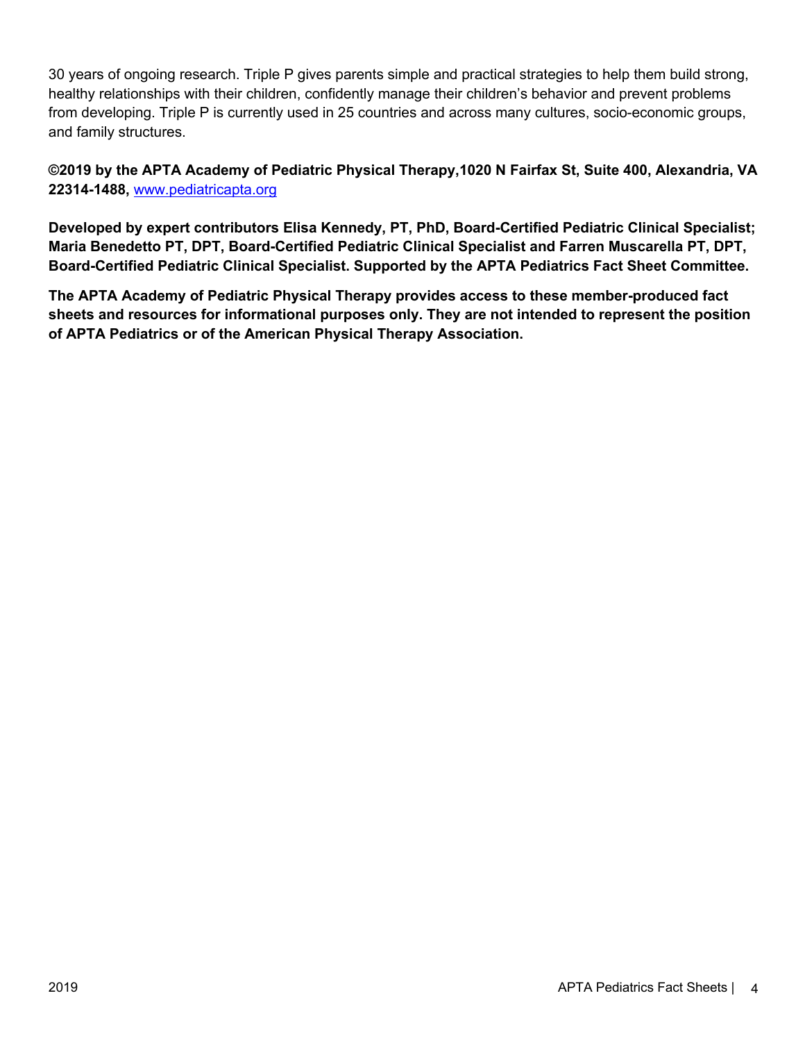30 years of ongoing research. Triple P gives parents simple and practical strategies to help them build strong, healthy relationships with their children, confidently manage their children's behavior and prevent problems from developing. Triple P is currently used in 25 countries and across many cultures, socio-economic groups, and family structures.

**©2019 by the APTA Academy of Pediatric Physical Therapy,1020 N Fairfax St, Suite 400, Alexandria, VA 22314-1488,** [www.pediatricapta.org](http://www.pediatricapta.org)

**Developed by expert contributors Elisa Kennedy, PT, PhD, Board-Certified Pediatric Clinical Specialist; Maria Benedetto PT, DPT, Board-Certified Pediatric Clinical Specialist and Farren Muscarella PT, DPT, Board-Certified Pediatric Clinical Specialist. Supported by the APTA Pediatrics Fact Sheet Committee.**

**The APTA Academy of Pediatric Physical Therapy provides access to these member-produced fact sheets and resources for informational purposes only. They are not intended to represent the position of APTA Pediatrics or of the American Physical Therapy Association.**